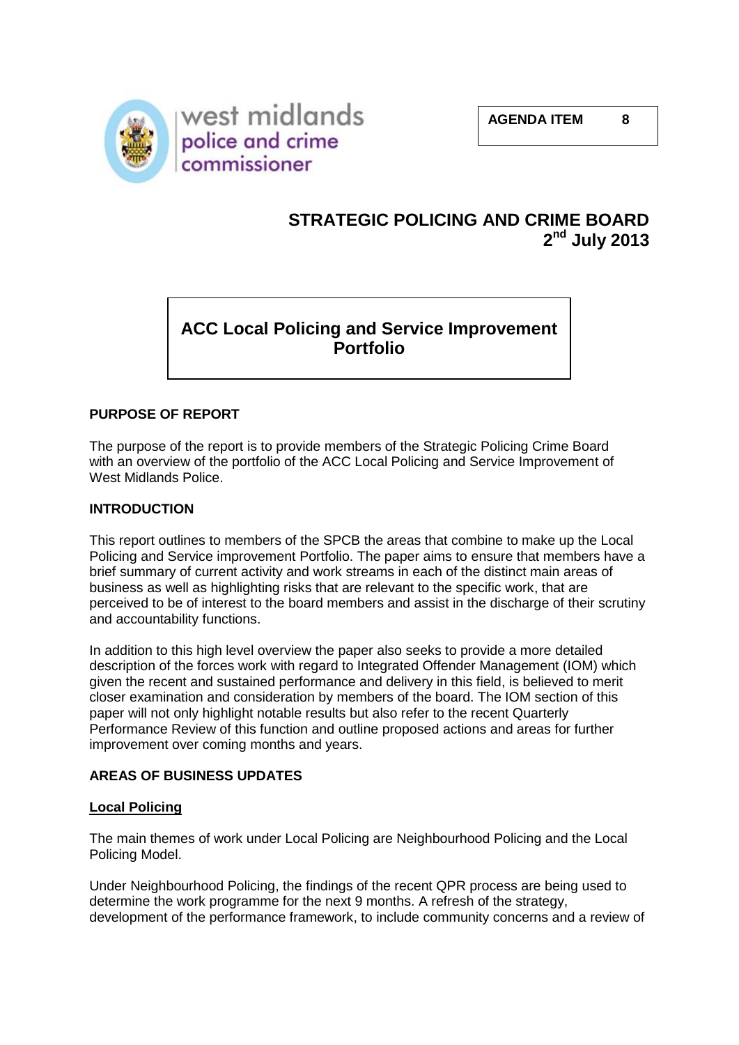west midlands police and crime commissioner

**AGENDA ITEM 8**

# STRATEGIC POLICING AND CRIME BOARD
## 2nd July 2013

## ACC Local Policing and Service Improvement Portfolio

### PURPOSE OF REPORT

The purpose of the report is to provide members of the Strategic Policing Crime Board with an overview of the portfolio of the ACC Local Policing and Service Improvement of West Midlands Police.

### INTRODUCTION

This report outlines to members of the SPCB the areas that combine to make up the Local Policing and Service improvement Portfolio. The paper aims to ensure that members have a brief summary of current activity and work streams in each of the distinct main areas of business as well as highlighting risks that are relevant to the specific work, that are perceived to be of interest to the board members and assist in the discharge of their scrutiny and accountability functions.

In addition to this high level overview the paper also seeks to provide a more detailed description of the forces work with regard to Integrated Offender Management (IOM) which given the recent and sustained performance and delivery in this field, is believed to merit closer examination and consideration by members of the board. The IOM section of this paper will not only highlight notable results but also refer to the recent Quarterly Performance Review of this function and outline proposed actions and areas for further improvement over coming months and years.

### AREAS OF BUSINESS UPDATES

#### Local Policing

The main themes of work under Local Policing are Neighbourhood Policing and the Local Policing Model.

Under Neighbourhood Policing, the findings of the recent QPR process are being used to determine the work programme for the next 9 months. A refresh of the strategy, development of the performance framework, to include community concerns and a review of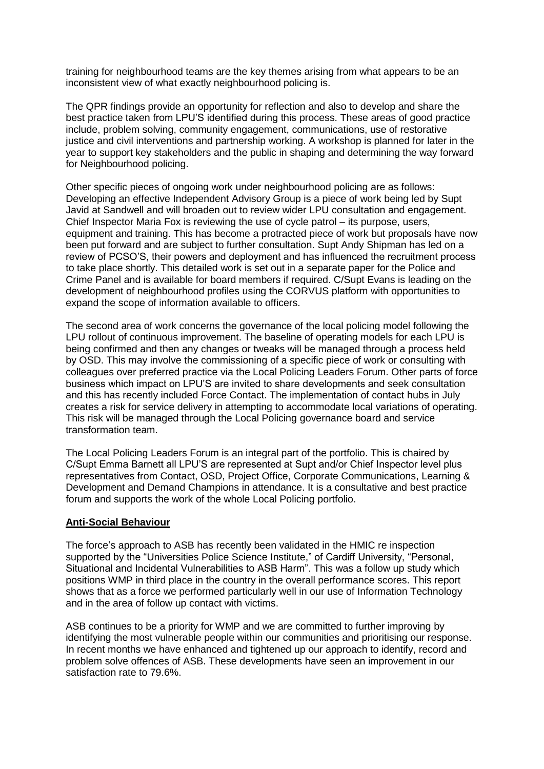training for neighbourhood teams are the key themes arising from what appears to be an inconsistent view of what exactly neighbourhood policing is.

The QPR findings provide an opportunity for reflection and also to develop and share the best practice taken from LPU'S identified during this process. These areas of good practice include, problem solving, community engagement, communications, use of restorative justice and civil interventions and partnership working. A workshop is planned for later in the year to support key stakeholders and the public in shaping and determining the way forward for Neighbourhood policing.

Other specific pieces of ongoing work under neighbourhood policing are as follows: Developing an effective Independent Advisory Group is a piece of work being led by Supt Javid at Sandwell and will broaden out to review wider LPU consultation and engagement. Chief Inspector Maria Fox is reviewing the use of cycle patrol – its purpose, users, equipment and training. This has become a protracted piece of work but proposals have now been put forward and are subject to further consultation. Supt Andy Shipman has led on a review of PCSO'S, their powers and deployment and has influenced the recruitment process to take place shortly. This detailed work is set out in a separate paper for the Police and Crime Panel and is available for board members if required. C/Supt Evans is leading on the development of neighbourhood profiles using the CORVUS platform with opportunities to expand the scope of information available to officers.

The second area of work concerns the governance of the local policing model following the LPU rollout of continuous improvement. The baseline of operating models for each LPU is being confirmed and then any changes or tweaks will be managed through a process held by OSD. This may involve the commissioning of a specific piece of work or consulting with colleagues over preferred practice via the Local Policing Leaders Forum. Other parts of force business which impact on LPU'S are invited to share developments and seek consultation and this has recently included Force Contact. The implementation of contact hubs in July creates a risk for service delivery in attempting to accommodate local variations of operating. This risk will be managed through the Local Policing governance board and service transformation team.

The Local Policing Leaders Forum is an integral part of the portfolio. This is chaired by C/Supt Emma Barnett all LPU'S are represented at Supt and/or Chief Inspector level plus representatives from Contact, OSD, Project Office, Corporate Communications, Learning & Development and Demand Champions in attendance. It is a consultative and best practice forum and supports the work of the whole Local Policing portfolio.

## Anti-Social Behaviour

The force's approach to ASB has recently been validated in the HMIC re inspection supported by the "Universities Police Science Institute," of Cardiff University, "Personal, Situational and Incidental Vulnerabilities to ASB Harm". This was a follow up study which positions WMP in third place in the country in the overall performance scores. This report shows that as a force we performed particularly well in our use of Information Technology and in the area of follow up contact with victims.

ASB continues to be a priority for WMP and we are committed to further improving by identifying the most vulnerable people within our communities and prioritising our response. In recent months we have enhanced and tightened up our approach to identify, record and problem solve offences of ASB. These developments have seen an improvement in our satisfaction rate to 79.6%.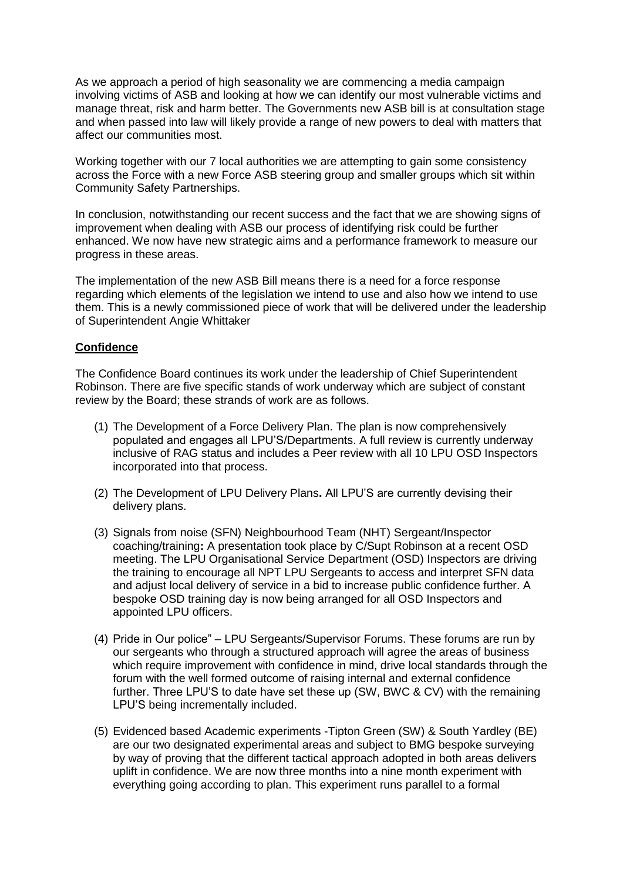As we approach a period of high seasonality we are commencing a media campaign involving victims of ASB and looking at how we can identify our most vulnerable victims and manage threat, risk and harm better. The Governments new ASB bill is at consultation stage and when passed into law will likely provide a range of new powers to deal with matters that affect our communities most.

Working together with our 7 local authorities we are attempting to gain some consistency across the Force with a new Force ASB steering group and smaller groups which sit within Community Safety Partnerships.

In conclusion, notwithstanding our recent success and the fact that we are showing signs of improvement when dealing with ASB our process of identifying risk could be further enhanced. We now have new strategic aims and a performance framework to measure our progress in these areas.

The implementation of the new ASB Bill means there is a need for a force response regarding which elements of the legislation we intend to use and also how we intend to use them. This is a newly commissioned piece of work that will be delivered under the leadership of Superintendent Angie Whittaker

**Confidence**

The Confidence Board continues its work under the leadership of Chief Superintendent Robinson. There are five specific stands of work underway which are subject of constant review by the Board; these strands of work are as follows.

(1) The Development of a Force Delivery Plan. The plan is now comprehensively populated and engages all LPU'S/Departments. A full review is currently underway inclusive of RAG status and includes a Peer review with all 10 LPU OSD Inspectors incorporated into that process.

(2) The Development of LPU Delivery Plans**.** All LPU'S are currently devising their delivery plans.

(3) Signals from noise (SFN) Neighbourhood Team (NHT) Sergeant/Inspector coaching/training**:** A presentation took place by C/Supt Robinson at a recent OSD meeting. The LPU Organisational Service Department (OSD) Inspectors are driving the training to encourage all NPT LPU Sergeants to access and interpret SFN data and adjust local delivery of service in a bid to increase public confidence further. A bespoke OSD training day is now being arranged for all OSD Inspectors and appointed LPU officers.

(4) Pride in Our police" – LPU Sergeants/Supervisor Forums. These forums are run by our sergeants who through a structured approach will agree the areas of business which require improvement with confidence in mind, drive local standards through the forum with the well formed outcome of raising internal and external confidence further. Three LPU'S to date have set these up (SW, BWC & CV) with the remaining LPU'S being incrementally included.

(5) Evidenced based Academic experiments -Tipton Green (SW) & South Yardley (BE) are our two designated experimental areas and subject to BMG bespoke surveying by way of proving that the different tactical approach adopted in both areas delivers uplift in confidence. We are now three months into a nine month experiment with everything going according to plan. This experiment runs parallel to a formal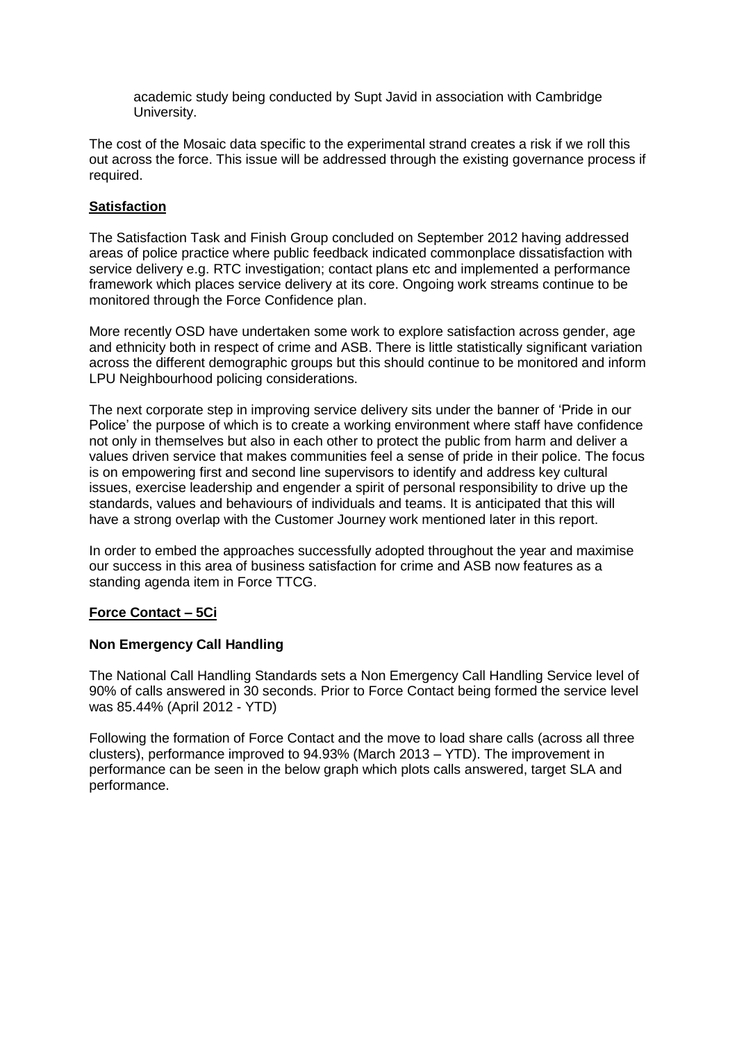academic study being conducted by Supt Javid in association with Cambridge University.

The cost of the Mosaic data specific to the experimental strand creates a risk if we roll this out across the force. This issue will be addressed through the existing governance process if required.

**Satisfaction**

The Satisfaction Task and Finish Group concluded on September 2012 having addressed areas of police practice where public feedback indicated commonplace dissatisfaction with service delivery e.g. RTC investigation; contact plans etc and implemented a performance framework which places service delivery at its core. Ongoing work streams continue to be monitored through the Force Confidence plan.

More recently OSD have undertaken some work to explore satisfaction across gender, age and ethnicity both in respect of crime and ASB. There is little statistically significant variation across the different demographic groups but this should continue to be monitored and inform LPU Neighbourhood policing considerations.

The next corporate step in improving service delivery sits under the banner of 'Pride in our Police' the purpose of which is to create a working environment where staff have confidence not only in themselves but also in each other to protect the public from harm and deliver a values driven service that makes communities feel a sense of pride in their police. The focus is on empowering first and second line supervisors to identify and address key cultural issues, exercise leadership and engender a spirit of personal responsibility to drive up the standards, values and behaviours of individuals and teams. It is anticipated that this will have a strong overlap with the Customer Journey work mentioned later in this report.

In order to embed the approaches successfully adopted throughout the year and maximise our success in this area of business satisfaction for crime and ASB now features as a standing agenda item in Force TTCG.

**Force Contact – 5Ci**

**Non Emergency Call Handling**

The National Call Handling Standards sets a Non Emergency Call Handling Service level of 90% of calls answered in 30 seconds. Prior to Force Contact being formed the service level was 85.44% (April 2012 - YTD)

Following the formation of Force Contact and the move to load share calls (across all three clusters), performance improved to 94.93% (March 2013 – YTD). The improvement in performance can be seen in the below graph which plots calls answered, target SLA and performance.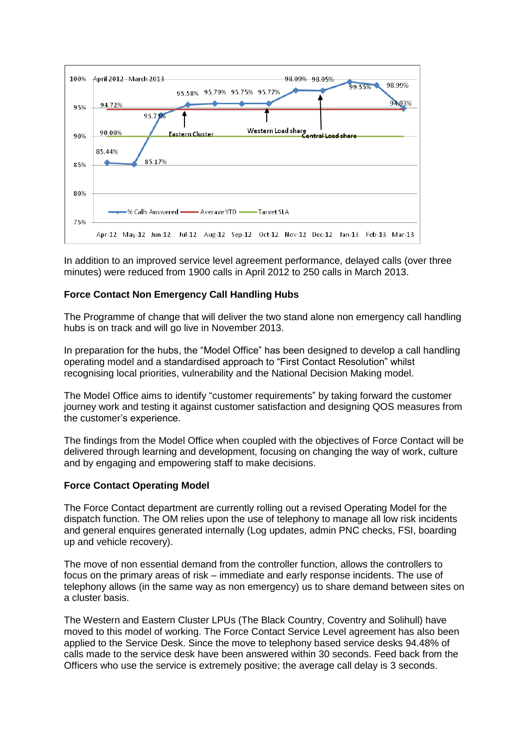April 2012 - March 2013

| Month | % Calls Answered |
|---|---|
| Apr-12 | 85.44% |
| May-12 | 85.17% |
| Jun-12 | 93.73% |
| Jul-12 | 95.58% |
| Aug-12 | 95.79% |
| Sep-12 | 95.75% |
| Oct-12 | 95.77% |
| Nov-12 | 98.09% |
| Dec-12 | 98.05% |
| Jan-13 | 99.55% |
| Feb-13 | 98.99% |
| Mar-13 | 94.93% |

Average YTD: 94.72%; Target SLA: 90.00%. Annotations: Eastern Cluster; Western Load share; Central Load share.

In addition to an improved service level agreement performance, delayed calls (over three minutes) were reduced from 1900 calls in April 2012 to 250 calls in March 2013.

**Force Contact Non Emergency Call Handling Hubs**

The Programme of change that will deliver the two stand alone non emergency call handling hubs is on track and will go live in November 2013.

In preparation for the hubs, the "Model Office" has been designed to develop a call handling operating model and a standardised approach to "First Contact Resolution" whilst recognising local priorities, vulnerability and the National Decision Making model.

The Model Office aims to identify "customer requirements" by taking forward the customer journey work and testing it against customer satisfaction and designing QOS measures from the customer's experience.

The findings from the Model Office when coupled with the objectives of Force Contact will be delivered through learning and development, focusing on changing the way of work, culture and by engaging and empowering staff to make decisions.

**Force Contact Operating Model**

The Force Contact department are currently rolling out a revised Operating Model for the dispatch function. The OM relies upon the use of telephony to manage all low risk incidents and general enquires generated internally (Log updates, admin PNC checks, FSI, boarding up and vehicle recovery).

The move of non essential demand from the controller function, allows the controllers to focus on the primary areas of risk – immediate and early response incidents. The use of telephony allows (in the same way as non emergency) us to share demand between sites on a cluster basis.

The Western and Eastern Cluster LPUs (The Black Country, Coventry and Solihull) have moved to this model of working. The Force Contact Service Level agreement has also been applied to the Service Desk. Since the move to telephony based service desks 94.48% of calls made to the service desk have been answered within 30 seconds. Feed back from the Officers who use the service is extremely positive; the average call delay is 3 seconds.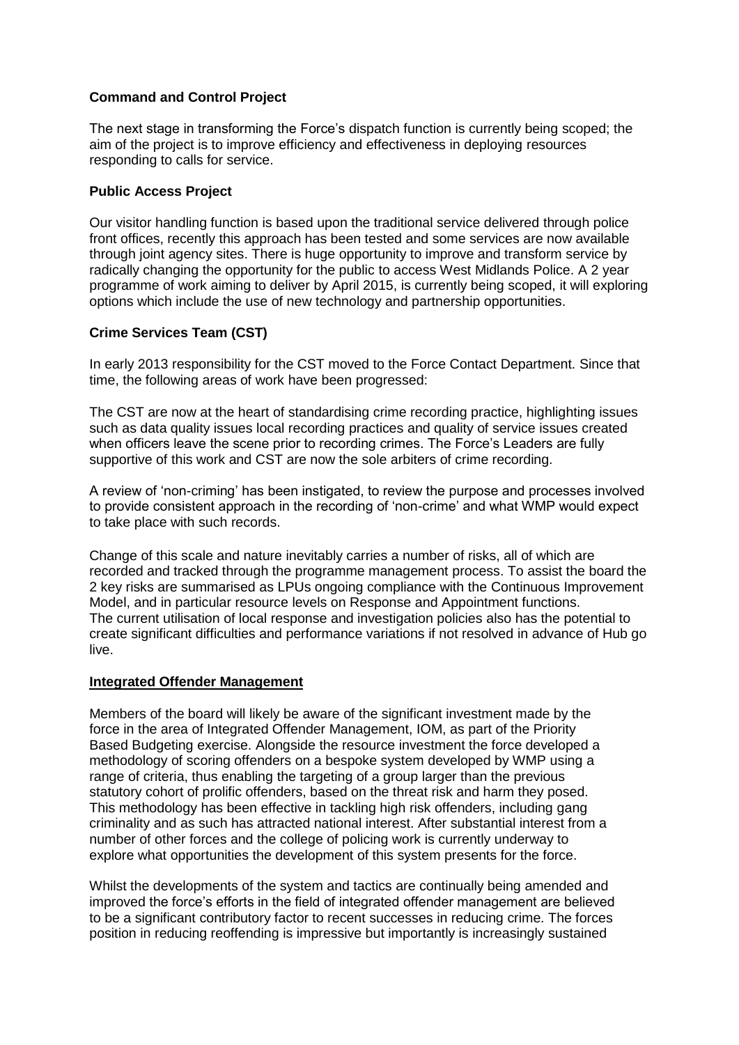**Command and Control Project**

The next stage in transforming the Force's dispatch function is currently being scoped; the aim of the project is to improve efficiency and effectiveness in deploying resources responding to calls for service.

**Public Access Project**

Our visitor handling function is based upon the traditional service delivered through police front offices, recently this approach has been tested and some services are now available through joint agency sites. There is huge opportunity to improve and transform service by radically changing the opportunity for the public to access West Midlands Police. A 2 year programme of work aiming to deliver by April 2015, is currently being scoped, it will exploring options which include the use of new technology and partnership opportunities.

**Crime Services Team (CST)**

In early 2013 responsibility for the CST moved to the Force Contact Department. Since that time, the following areas of work have been progressed:

The CST are now at the heart of standardising crime recording practice, highlighting issues such as data quality issues local recording practices and quality of service issues created when officers leave the scene prior to recording crimes. The Force's Leaders are fully supportive of this work and CST are now the sole arbiters of crime recording.

A review of 'non-criming' has been instigated, to review the purpose and processes involved to provide consistent approach in the recording of 'non-crime' and what WMP would expect to take place with such records.

Change of this scale and nature inevitably carries a number of risks, all of which are recorded and tracked through the programme management process. To assist the board the 2 key risks are summarised as LPUs ongoing compliance with the Continuous Improvement Model, and in particular resource levels on Response and Appointment functions.
The current utilisation of local response and investigation policies also has the potential to create significant difficulties and performance variations if not resolved in advance of Hub go live.

**Integrated Offender Management**

Members of the board will likely be aware of the significant investment made by the force in the area of Integrated Offender Management, IOM, as part of the Priority Based Budgeting exercise. Alongside the resource investment the force developed a methodology of scoring offenders on a bespoke system developed by WMP using a range of criteria, thus enabling the targeting of a group larger than the previous statutory cohort of prolific offenders, based on the threat risk and harm they posed. This methodology has been effective in tackling high risk offenders, including gang criminality and as such has attracted national interest. After substantial interest from a number of other forces and the college of policing work is currently underway to explore what opportunities the development of this system presents for the force.

Whilst the developments of the system and tactics are continually being amended and improved the force's efforts in the field of integrated offender management are believed to be a significant contributory factor to recent successes in reducing crime. The forces position in reducing reoffending is impressive but importantly is increasingly sustained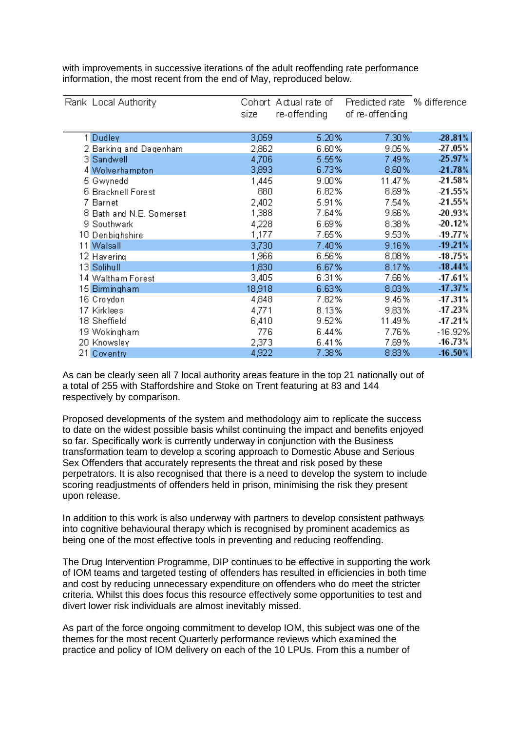with improvements in successive iterations of the adult reoffending rate performance information, the most recent from the end of May, reproduced below.

| Rank | Local Authority | Cohort size | Actual rate of re-offending | Predicted rate of re-offending | % difference |
|---|---|---|---|---|---|
| 1 | Dudley | 3,059 | 5.20% | 7.30% | -28.81% |
| 2 | Barking and Dagenham | 2,862 | 6.60% | 9.05% | -27.05% |
| 3 | Sandwell | 4,706 | 5.55% | 7.49% | -25.97% |
| 4 | Wolverhampton | 3,893 | 6.73% | 8.60% | -21.78% |
| 5 | Gwynedd | 1,445 | 9.00% | 11.47% | -21.58% |
| 6 | Bracknell Forest | 880 | 6.82% | 8.69% | -21.55% |
| 7 | Barnet | 2,402 | 5.91% | 7.54% | -21.55% |
| 8 | Bath and N.E. Somerset | 1,388 | 7.64% | 9.66% | -20.93% |
| 9 | Southwark | 4,228 | 6.69% | 8.38% | -20.12% |
| 10 | Denbighshire | 1,177 | 7.65% | 9.53% | -19.77% |
| 11 | Walsall | 3,730 | 7.40% | 9.16% | -19.21% |
| 12 | Havering | 1,966 | 6.56% | 8.08% | -18.75% |
| 13 | Solihull | 1,830 | 6.67% | 8.17% | -18.44% |
| 14 | Waltham Forest | 3,405 | 6.31% | 7.66% | -17.61% |
| 15 | Birmingham | 18,918 | 6.63% | 8.03% | -17.37% |
| 16 | Croydon | 4,848 | 7.82% | 9.45% | -17.31% |
| 17 | Kirklees | 4,771 | 8.13% | 9.83% | -17.23% |
| 18 | Sheffield | 6,410 | 9.52% | 11.49% | -17.21% |
| 19 | Wokingham | 776 | 6.44% | 7.76% | -16.92% |
| 20 | Knowsley | 2,373 | 6.41% | 7.69% | -16.73% |
| 21 | Coventry | 4,922 | 7.38% | 8.83% | -16.50% |

As can be clearly seen all 7 local authority areas feature in the top 21 nationally out of a total of 255 with Staffordshire and Stoke on Trent featuring at 83 and 144 respectively by comparison.

Proposed developments of the system and methodology aim to replicate the success to date on the widest possible basis whilst continuing the impact and benefits enjoyed so far. Specifically work is currently underway in conjunction with the Business transformation team to develop a scoring approach to Domestic Abuse and Serious Sex Offenders that accurately represents the threat and risk posed by these perpetrators. It is also recognised that there is a need to develop the system to include scoring readjustments of offenders held in prison, minimising the risk they present upon release.

In addition to this work is also underway with partners to develop consistent pathways into cognitive behavioural therapy which is recognised by prominent academics as being one of the most effective tools in preventing and reducing reoffending.

The Drug Intervention Programme, DIP continues to be effective in supporting the work of IOM teams and targeted testing of offenders has resulted in efficiencies in both time and cost by reducing unnecessary expenditure on offenders who do meet the stricter criteria. Whilst this does focus this resource effectively some opportunities to test and divert lower risk individuals are almost inevitably missed.

As part of the force ongoing commitment to develop IOM, this subject was one of the themes for the most recent Quarterly performance reviews which examined the practice and policy of IOM delivery on each of the 10 LPUs. From this a number of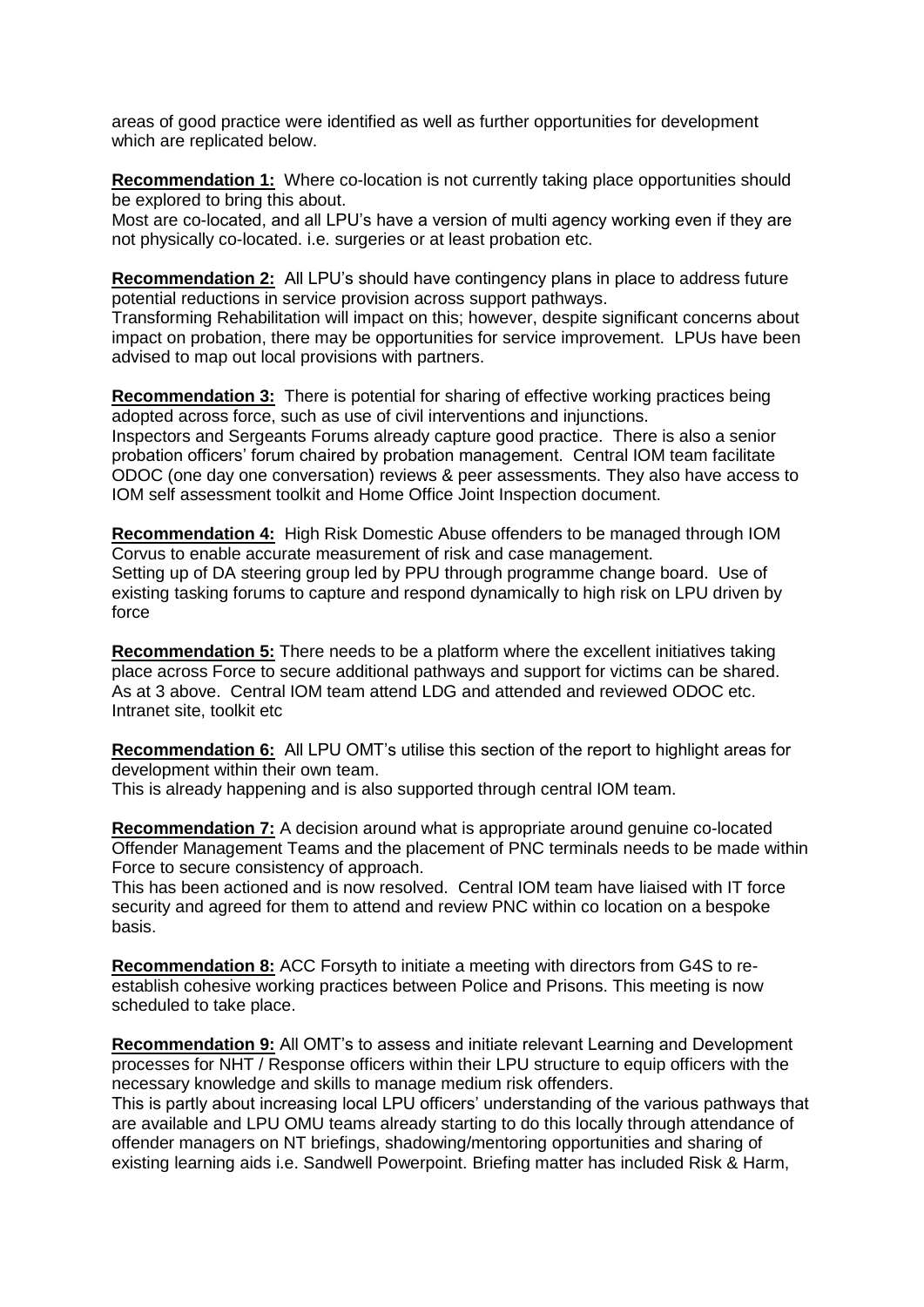areas of good practice were identified as well as further opportunities for development which are replicated below.

**Recommendation 1:** Where co-location is not currently taking place opportunities should be explored to bring this about.
Most are co-located, and all LPU's have a version of multi agency working even if they are not physically co-located. i.e. surgeries or at least probation etc.

**Recommendation 2:** All LPU's should have contingency plans in place to address future potential reductions in service provision across support pathways.
Transforming Rehabilitation will impact on this; however, despite significant concerns about impact on probation, there may be opportunities for service improvement. LPUs have been advised to map out local provisions with partners.

**Recommendation 3:** There is potential for sharing of effective working practices being adopted across force, such as use of civil interventions and injunctions.
Inspectors and Sergeants Forums already capture good practice. There is also a senior probation officers' forum chaired by probation management. Central IOM team facilitate ODOC (one day one conversation) reviews & peer assessments. They also have access to IOM self assessment toolkit and Home Office Joint Inspection document.

**Recommendation 4:** High Risk Domestic Abuse offenders to be managed through IOM Corvus to enable accurate measurement of risk and case management.
Setting up of DA steering group led by PPU through programme change board. Use of existing tasking forums to capture and respond dynamically to high risk on LPU driven by force

**Recommendation 5:** There needs to be a platform where the excellent initiatives taking place across Force to secure additional pathways and support for victims can be shared.
As at 3 above. Central IOM team attend LDG and attended and reviewed ODOC etc. Intranet site, toolkit etc

**Recommendation 6:** All LPU OMT's utilise this section of the report to highlight areas for development within their own team.
This is already happening and is also supported through central IOM team.

**Recommendation 7:** A decision around what is appropriate around genuine co-located Offender Management Teams and the placement of PNC terminals needs to be made within Force to secure consistency of approach.
This has been actioned and is now resolved. Central IOM team have liaised with IT force security and agreed for them to attend and review PNC within co location on a bespoke basis.

**Recommendation 8:** ACC Forsyth to initiate a meeting with directors from G4S to re-establish cohesive working practices between Police and Prisons. This meeting is now scheduled to take place.

**Recommendation 9:** All OMT's to assess and initiate relevant Learning and Development processes for NHT / Response officers within their LPU structure to equip officers with the necessary knowledge and skills to manage medium risk offenders.
This is partly about increasing local LPU officers' understanding of the various pathways that are available and LPU OMU teams already starting to do this locally through attendance of offender managers on NT briefings, shadowing/mentoring opportunities and sharing of existing learning aids i.e. Sandwell Powerpoint. Briefing matter has included Risk & Harm,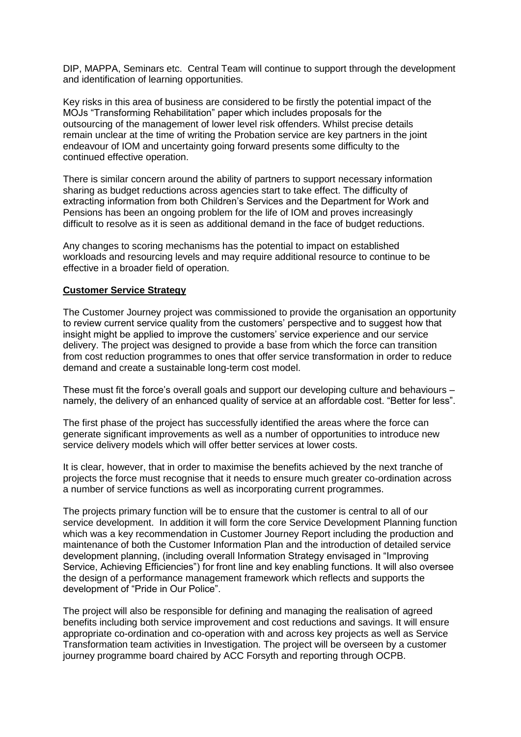DIP, MAPPA, Seminars etc. Central Team will continue to support through the development and identification of learning opportunities.

Key risks in this area of business are considered to be firstly the potential impact of the MOJs "Transforming Rehabilitation" paper which includes proposals for the outsourcing of the management of lower level risk offenders. Whilst precise details remain unclear at the time of writing the Probation service are key partners in the joint endeavour of IOM and uncertainty going forward presents some difficulty to the continued effective operation.

There is similar concern around the ability of partners to support necessary information sharing as budget reductions across agencies start to take effect. The difficulty of extracting information from both Children's Services and the Department for Work and Pensions has been an ongoing problem for the life of IOM and proves increasingly difficult to resolve as it is seen as additional demand in the face of budget reductions.

Any changes to scoring mechanisms has the potential to impact on established workloads and resourcing levels and may require additional resource to continue to be effective in a broader field of operation.

**Customer Service Strategy**

The Customer Journey project was commissioned to provide the organisation an opportunity to review current service quality from the customers' perspective and to suggest how that insight might be applied to improve the customers' service experience and our service delivery. The project was designed to provide a base from which the force can transition from cost reduction programmes to ones that offer service transformation in order to reduce demand and create a sustainable long-term cost model.

These must fit the force's overall goals and support our developing culture and behaviours – namely, the delivery of an enhanced quality of service at an affordable cost. "Better for less".

The first phase of the project has successfully identified the areas where the force can generate significant improvements as well as a number of opportunities to introduce new service delivery models which will offer better services at lower costs.

It is clear, however, that in order to maximise the benefits achieved by the next tranche of projects the force must recognise that it needs to ensure much greater co-ordination across a number of service functions as well as incorporating current programmes.

The projects primary function will be to ensure that the customer is central to all of our service development. In addition it will form the core Service Development Planning function which was a key recommendation in Customer Journey Report including the production and maintenance of both the Customer Information Plan and the introduction of detailed service development planning, (including overall Information Strategy envisaged in "Improving Service, Achieving Efficiencies") for front line and key enabling functions. It will also oversee the design of a performance management framework which reflects and supports the development of "Pride in Our Police".

The project will also be responsible for defining and managing the realisation of agreed benefits including both service improvement and cost reductions and savings. It will ensure appropriate co-ordination and co-operation with and across key projects as well as Service Transformation team activities in Investigation. The project will be overseen by a customer journey programme board chaired by ACC Forsyth and reporting through OCPB.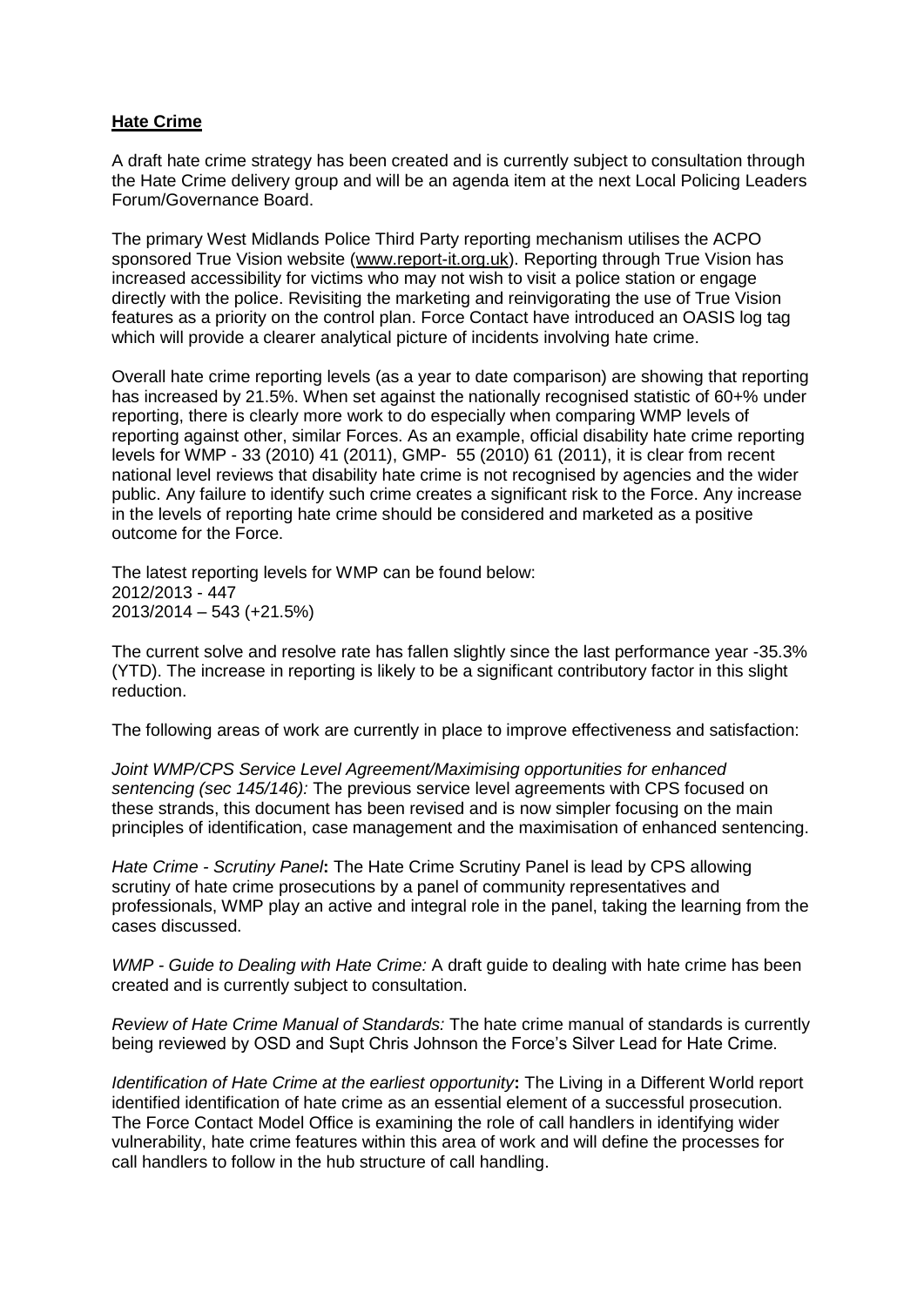**Hate Crime**

A draft hate crime strategy has been created and is currently subject to consultation through the Hate Crime delivery group and will be an agenda item at the next Local Policing Leaders Forum/Governance Board.

The primary West Midlands Police Third Party reporting mechanism utilises the ACPO sponsored True Vision website (www.report-it.org.uk). Reporting through True Vision has increased accessibility for victims who may not wish to visit a police station or engage directly with the police. Revisiting the marketing and reinvigorating the use of True Vision features as a priority on the control plan. Force Contact have introduced an OASIS log tag which will provide a clearer analytical picture of incidents involving hate crime.

Overall hate crime reporting levels (as a year to date comparison) are showing that reporting has increased by 21.5%. When set against the nationally recognised statistic of 60+% under reporting, there is clearly more work to do especially when comparing WMP levels of reporting against other, similar Forces. As an example, official disability hate crime reporting levels for WMP - 33 (2010) 41 (2011), GMP- 55 (2010) 61 (2011), it is clear from recent national level reviews that disability hate crime is not recognised by agencies and the wider public. Any failure to identify such crime creates a significant risk to the Force. Any increase in the levels of reporting hate crime should be considered and marketed as a positive outcome for the Force.

The latest reporting levels for WMP can be found below:
2012/2013 - 447
2013/2014 – 543 (+21.5%)

The current solve and resolve rate has fallen slightly since the last performance year -35.3% (YTD). The increase in reporting is likely to be a significant contributory factor in this slight reduction.

The following areas of work are currently in place to improve effectiveness and satisfaction:

*Joint WMP/CPS Service Level Agreement/Maximising opportunities for enhanced sentencing (sec 145/146):* The previous service level agreements with CPS focused on these strands, this document has been revised and is now simpler focusing on the main principles of identification, case management and the maximisation of enhanced sentencing.

*Hate Crime - Scrutiny Panel***:** The Hate Crime Scrutiny Panel is lead by CPS allowing scrutiny of hate crime prosecutions by a panel of community representatives and professionals, WMP play an active and integral role in the panel, taking the learning from the cases discussed.

*WMP - Guide to Dealing with Hate Crime:* A draft guide to dealing with hate crime has been created and is currently subject to consultation.

*Review of Hate Crime Manual of Standards:* The hate crime manual of standards is currently being reviewed by OSD and Supt Chris Johnson the Force's Silver Lead for Hate Crime.

*Identification of Hate Crime at the earliest opportunity***:** The Living in a Different World report identified identification of hate crime as an essential element of a successful prosecution. The Force Contact Model Office is examining the role of call handlers in identifying wider vulnerability, hate crime features within this area of work and will define the processes for call handlers to follow in the hub structure of call handling.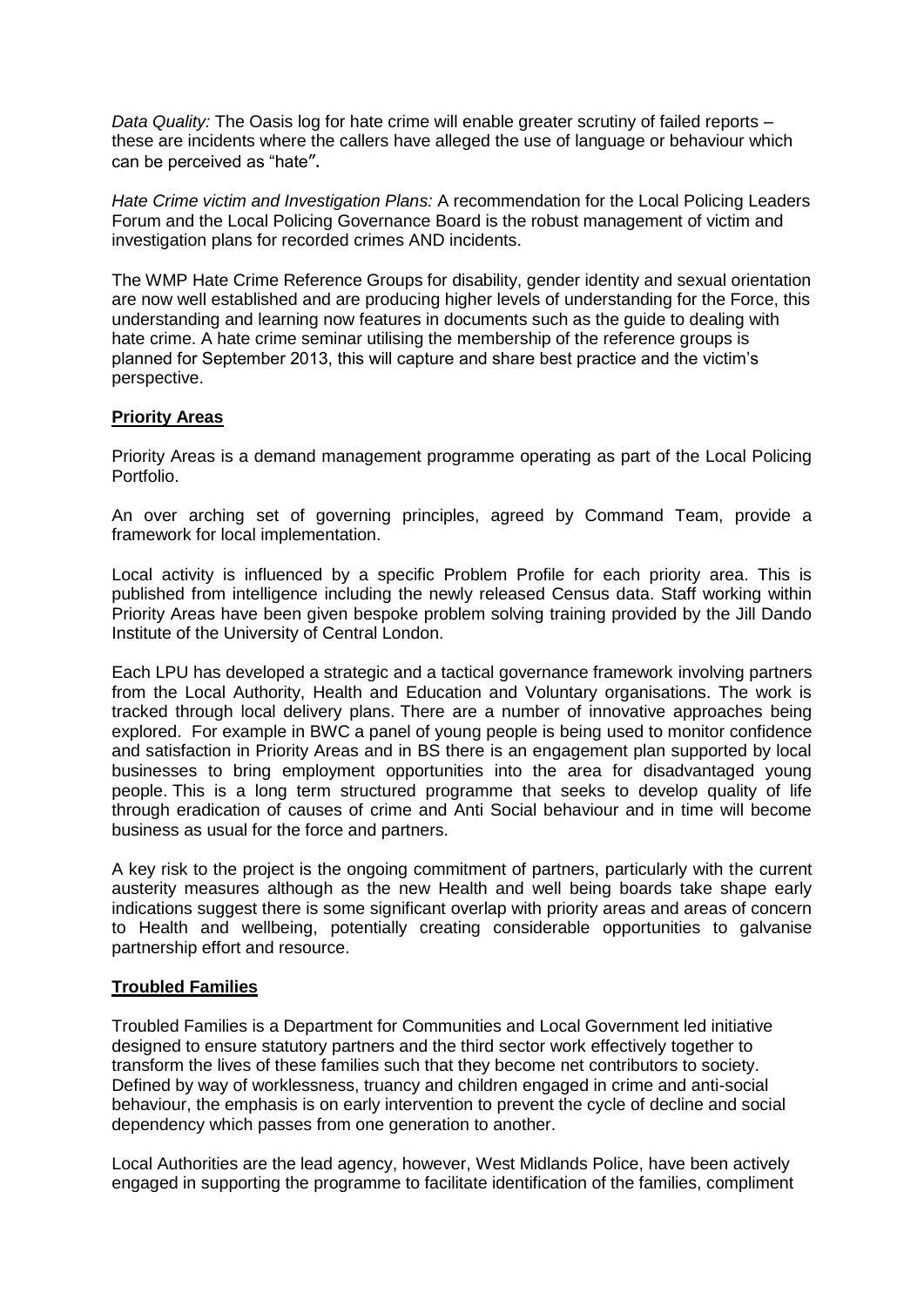*Data Quality:* The Oasis log for hate crime will enable greater scrutiny of failed reports – these are incidents where the callers have alleged the use of language or behaviour which can be perceived as "hate".

*Hate Crime victim and Investigation Plans:* A recommendation for the Local Policing Leaders Forum and the Local Policing Governance Board is the robust management of victim and investigation plans for recorded crimes AND incidents.

The WMP Hate Crime Reference Groups for disability, gender identity and sexual orientation are now well established and are producing higher levels of understanding for the Force, this understanding and learning now features in documents such as the guide to dealing with hate crime. A hate crime seminar utilising the membership of the reference groups is planned for September 2013, this will capture and share best practice and the victim's perspective.

## Priority Areas

Priority Areas is a demand management programme operating as part of the Local Policing Portfolio.

An over arching set of governing principles, agreed by Command Team, provide a framework for local implementation.

Local activity is influenced by a specific Problem Profile for each priority area. This is published from intelligence including the newly released Census data. Staff working within Priority Areas have been given bespoke problem solving training provided by the Jill Dando Institute of the University of Central London.

Each LPU has developed a strategic and a tactical governance framework involving partners from the Local Authority, Health and Education and Voluntary organisations. The work is tracked through local delivery plans. There are a number of innovative approaches being explored. For example in BWC a panel of young people is being used to monitor confidence and satisfaction in Priority Areas and in BS there is an engagement plan supported by local businesses to bring employment opportunities into the area for disadvantaged young people. This is a long term structured programme that seeks to develop quality of life through eradication of causes of crime and Anti Social behaviour and in time will become business as usual for the force and partners.

A key risk to the project is the ongoing commitment of partners, particularly with the current austerity measures although as the new Health and well being boards take shape early indications suggest there is some significant overlap with priority areas and areas of concern to Health and wellbeing, potentially creating considerable opportunities to galvanise partnership effort and resource.

## Troubled Families

Troubled Families is a Department for Communities and Local Government led initiative designed to ensure statutory partners and the third sector work effectively together to transform the lives of these families such that they become net contributors to society. Defined by way of worklessness, truancy and children engaged in crime and anti-social behaviour, the emphasis is on early intervention to prevent the cycle of decline and social dependency which passes from one generation to another.

Local Authorities are the lead agency, however, West Midlands Police, have been actively engaged in supporting the programme to facilitate identification of the families, compliment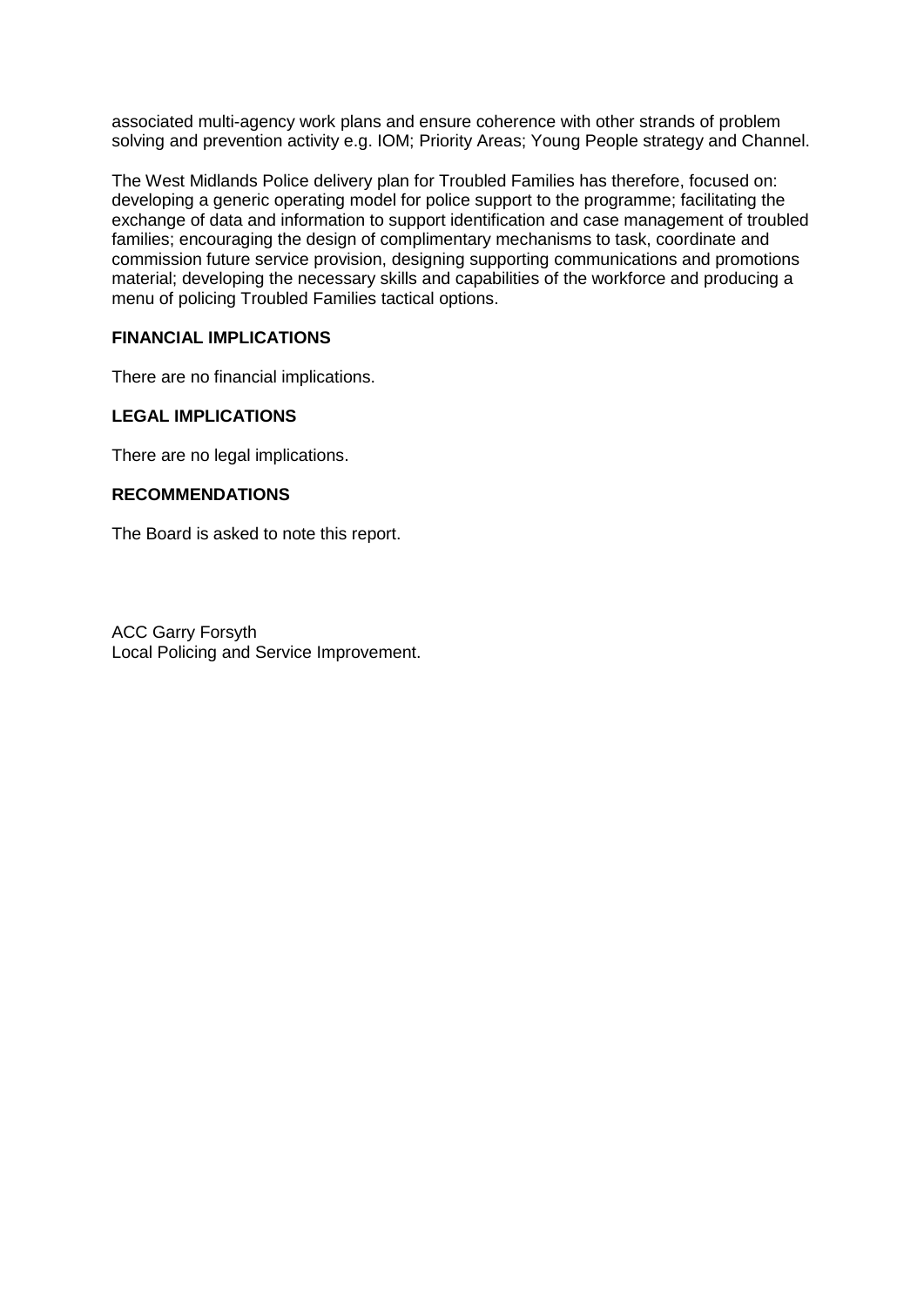associated multi-agency work plans and ensure coherence with other strands of problem solving and prevention activity e.g. IOM; Priority Areas; Young People strategy and Channel.

The West Midlands Police delivery plan for Troubled Families has therefore, focused on: developing a generic operating model for police support to the programme; facilitating the exchange of data and information to support identification and case management of troubled families; encouraging the design of complimentary mechanisms to task, coordinate and commission future service provision, designing supporting communications and promotions material; developing the necessary skills and capabilities of the workforce and producing a menu of policing Troubled Families tactical options.

**FINANCIAL IMPLICATIONS**

There are no financial implications.

**LEGAL IMPLICATIONS**

There are no legal implications.

**RECOMMENDATIONS**

The Board is asked to note this report.

ACC Garry Forsyth
Local Policing and Service Improvement.